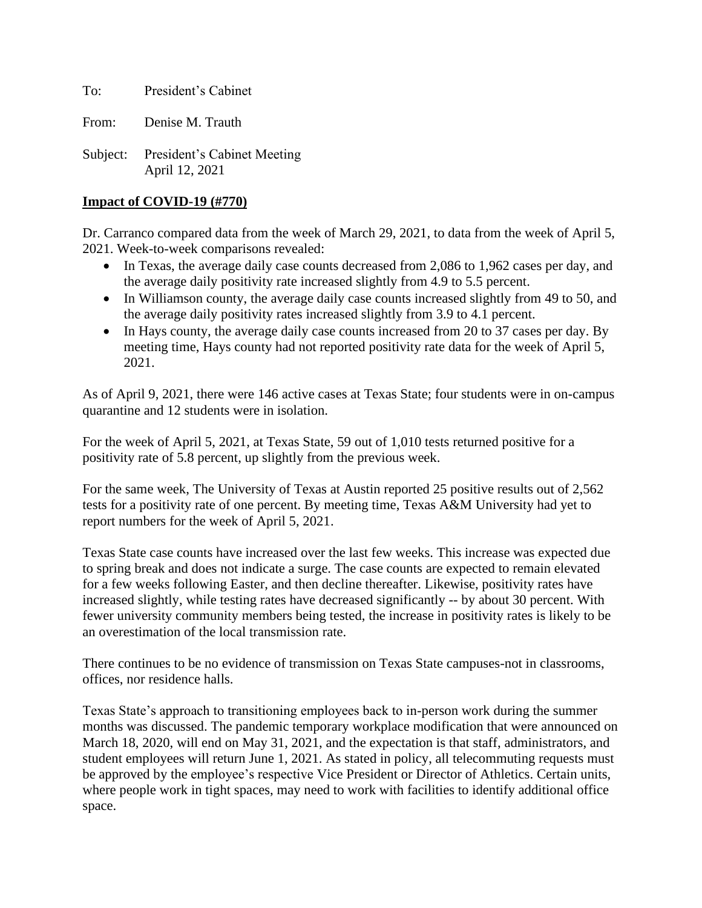To: President's Cabinet

From: Denise M. Trauth

Subject: President's Cabinet Meeting
April 12, 2021

**Impact of COVID-19 (#770)**

Dr. Carranco compared data from the week of March 29, 2021, to data from the week of April 5, 2021. Week-to-week comparisons revealed:

- In Texas, the average daily case counts decreased from 2,086 to 1,962 cases per day, and the average daily positivity rate increased slightly from 4.9 to 5.5 percent.
- In Williamson county, the average daily case counts increased slightly from 49 to 50, and the average daily positivity rates increased slightly from 3.9 to 4.1 percent.
- In Hays county, the average daily case counts increased from 20 to 37 cases per day. By meeting time, Hays county had not reported positivity rate data for the week of April 5, 2021.

As of April 9, 2021, there were 146 active cases at Texas State; four students were in on-campus quarantine and 12 students were in isolation.

For the week of April 5, 2021, at Texas State, 59 out of 1,010 tests returned positive for a positivity rate of 5.8 percent, up slightly from the previous week.

For the same week, The University of Texas at Austin reported 25 positive results out of 2,562 tests for a positivity rate of one percent. By meeting time, Texas A&M University had yet to report numbers for the week of April 5, 2021.

Texas State case counts have increased over the last few weeks. This increase was expected due to spring break and does not indicate a surge. The case counts are expected to remain elevated for a few weeks following Easter, and then decline thereafter. Likewise, positivity rates have increased slightly, while testing rates have decreased significantly -- by about 30 percent. With fewer university community members being tested, the increase in positivity rates is likely to be an overestimation of the local transmission rate.

There continues to be no evidence of transmission on Texas State campuses-not in classrooms, offices, nor residence halls.

Texas State's approach to transitioning employees back to in-person work during the summer months was discussed. The pandemic temporary workplace modification that were announced on March 18, 2020, will end on May 31, 2021, and the expectation is that staff, administrators, and student employees will return June 1, 2021. As stated in policy, all telecommuting requests must be approved by the employee's respective Vice President or Director of Athletics. Certain units, where people work in tight spaces, may need to work with facilities to identify additional office space.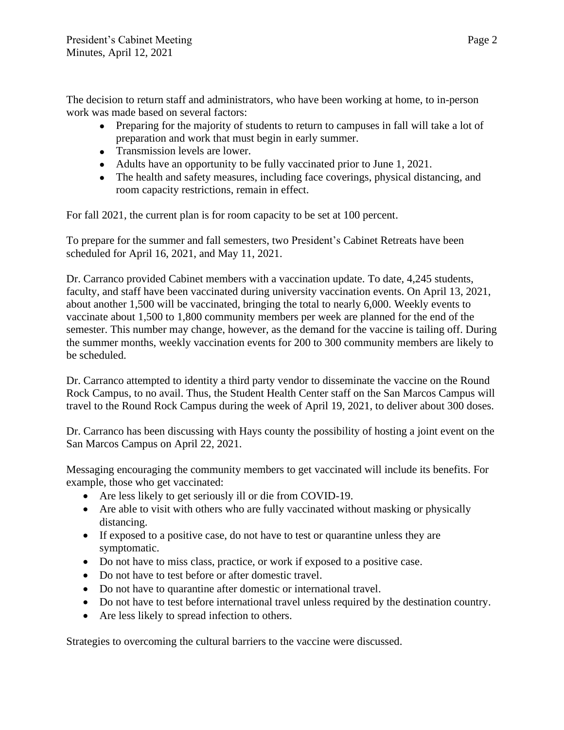The decision to return staff and administrators, who have been working at home, to in-person work was made based on several factors:

- Preparing for the majority of students to return to campuses in fall will take a lot of preparation and work that must begin in early summer.
- Transmission levels are lower.
- Adults have an opportunity to be fully vaccinated prior to June 1, 2021.
- The health and safety measures, including face coverings, physical distancing, and room capacity restrictions, remain in effect.

For fall 2021, the current plan is for room capacity to be set at 100 percent.

To prepare for the summer and fall semesters, two President's Cabinet Retreats have been scheduled for April 16, 2021, and May 11, 2021.

Dr. Carranco provided Cabinet members with a vaccination update. To date, 4,245 students, faculty, and staff have been vaccinated during university vaccination events. On April 13, 2021, about another 1,500 will be vaccinated, bringing the total to nearly 6,000. Weekly events to vaccinate about 1,500 to 1,800 community members per week are planned for the end of the semester. This number may change, however, as the demand for the vaccine is tailing off. During the summer months, weekly vaccination events for 200 to 300 community members are likely to be scheduled.

Dr. Carranco attempted to identity a third party vendor to disseminate the vaccine on the Round Rock Campus, to no avail. Thus, the Student Health Center staff on the San Marcos Campus will travel to the Round Rock Campus during the week of April 19, 2021, to deliver about 300 doses.

Dr. Carranco has been discussing with Hays county the possibility of hosting a joint event on the San Marcos Campus on April 22, 2021.

Messaging encouraging the community members to get vaccinated will include its benefits. For example, those who get vaccinated:

- Are less likely to get seriously ill or die from COVID-19.
- Are able to visit with others who are fully vaccinated without masking or physically distancing.
- If exposed to a positive case, do not have to test or quarantine unless they are symptomatic.
- Do not have to miss class, practice, or work if exposed to a positive case.
- Do not have to test before or after domestic travel.
- Do not have to quarantine after domestic or international travel.
- Do not have to test before international travel unless required by the destination country.
- Are less likely to spread infection to others.

Strategies to overcoming the cultural barriers to the vaccine were discussed.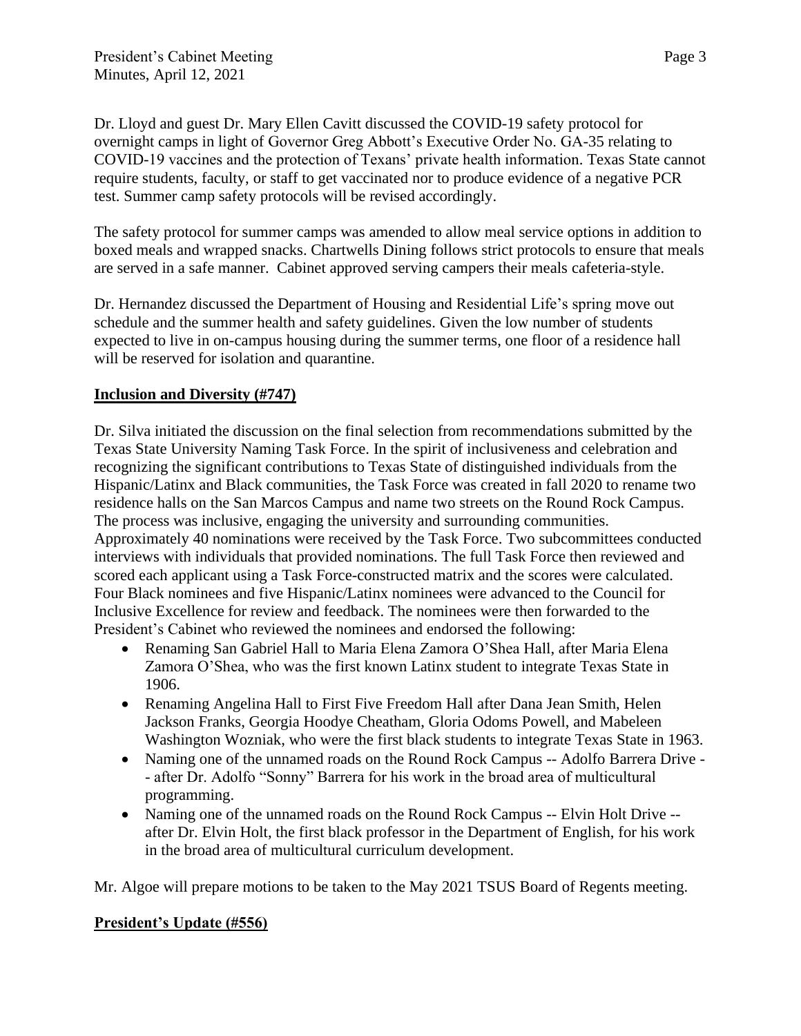Dr. Lloyd and guest Dr. Mary Ellen Cavitt discussed the COVID-19 safety protocol for overnight camps in light of Governor Greg Abbott's Executive Order No. GA-35 relating to COVID-19 vaccines and the protection of Texans' private health information. Texas State cannot require students, faculty, or staff to get vaccinated nor to produce evidence of a negative PCR test. Summer camp safety protocols will be revised accordingly.

The safety protocol for summer camps was amended to allow meal service options in addition to boxed meals and wrapped snacks. Chartwells Dining follows strict protocols to ensure that meals are served in a safe manner. Cabinet approved serving campers their meals cafeteria-style.

Dr. Hernandez discussed the Department of Housing and Residential Life's spring move out schedule and the summer health and safety guidelines. Given the low number of students expected to live in on-campus housing during the summer terms, one floor of a residence hall will be reserved for isolation and quarantine.

**<u>Inclusion and Diversity (#747)</u>**

Dr. Silva initiated the discussion on the final selection from recommendations submitted by the Texas State University Naming Task Force. In the spirit of inclusiveness and celebration and recognizing the significant contributions to Texas State of distinguished individuals from the Hispanic/Latinx and Black communities, the Task Force was created in fall 2020 to rename two residence halls on the San Marcos Campus and name two streets on the Round Rock Campus. The process was inclusive, engaging the university and surrounding communities. Approximately 40 nominations were received by the Task Force. Two subcommittees conducted interviews with individuals that provided nominations. The full Task Force then reviewed and scored each applicant using a Task Force-constructed matrix and the scores were calculated. Four Black nominees and five Hispanic/Latinx nominees were advanced to the Council for Inclusive Excellence for review and feedback. The nominees were then forwarded to the President's Cabinet who reviewed the nominees and endorsed the following:

- Renaming San Gabriel Hall to Maria Elena Zamora O'Shea Hall, after Maria Elena Zamora O'Shea, who was the first known Latinx student to integrate Texas State in 1906.
- Renaming Angelina Hall to First Five Freedom Hall after Dana Jean Smith, Helen Jackson Franks, Georgia Hoodye Cheatham, Gloria Odoms Powell, and Mabeleen Washington Wozniak, who were the first black students to integrate Texas State in 1963.
- Naming one of the unnamed roads on the Round Rock Campus -- Adolfo Barrera Drive -- after Dr. Adolfo "Sonny" Barrera for his work in the broad area of multicultural programming.
- Naming one of the unnamed roads on the Round Rock Campus -- Elvin Holt Drive -- after Dr. Elvin Holt, the first black professor in the Department of English, for his work in the broad area of multicultural curriculum development.

Mr. Algoe will prepare motions to be taken to the May 2021 TSUS Board of Regents meeting.

**<u>President's Update (#556)</u>**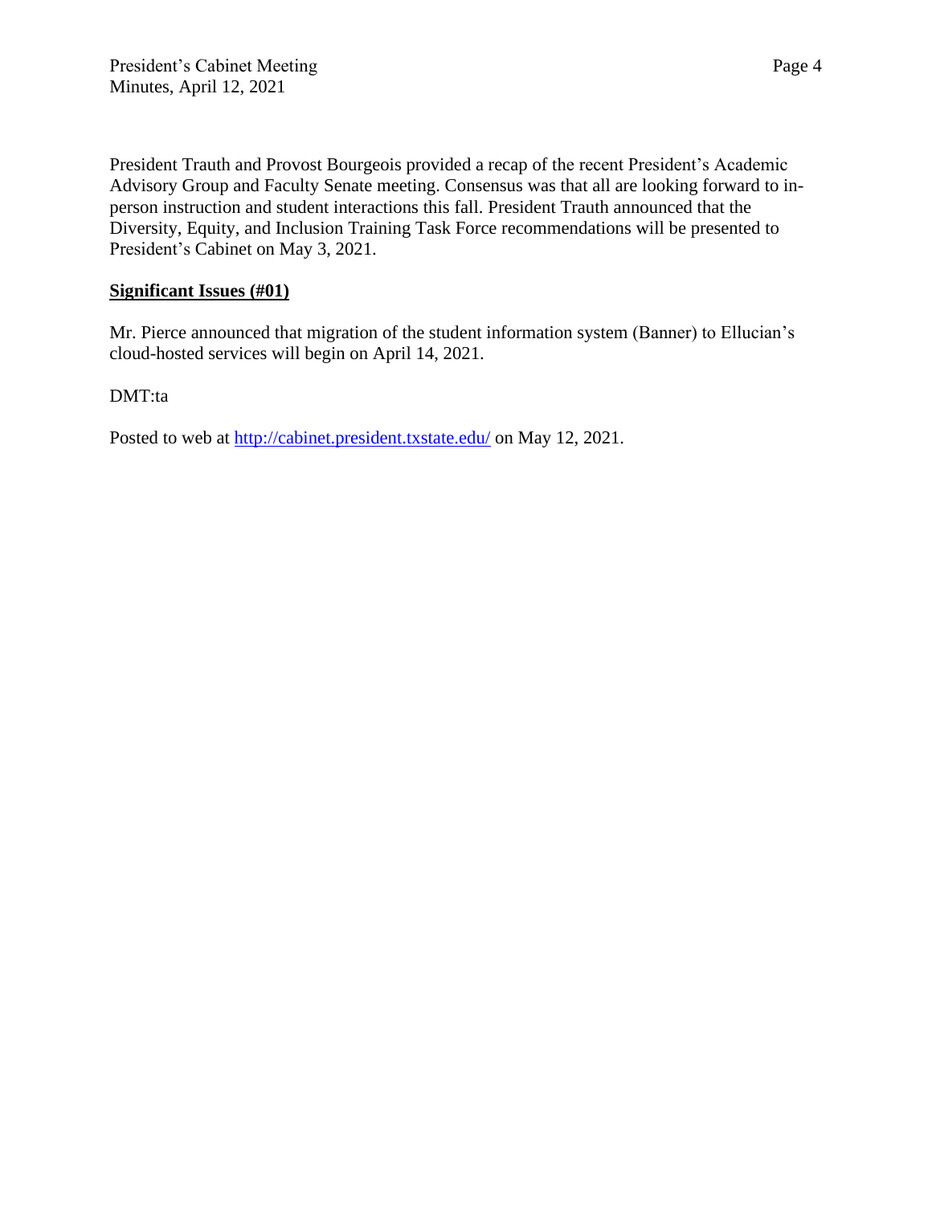President Trauth and Provost Bourgeois provided a recap of the recent President's Academic Advisory Group and Faculty Senate meeting. Consensus was that all are looking forward to in-person instruction and student interactions this fall. President Trauth announced that the Diversity, Equity, and Inclusion Training Task Force recommendations will be presented to President's Cabinet on May 3, 2021.

**Significant Issues (#01)**

Mr. Pierce announced that migration of the student information system (Banner) to Ellucian's cloud-hosted services will begin on April 14, 2021.

DMT:ta

Posted to web at http://cabinet.president.txstate.edu/ on May 12, 2021.